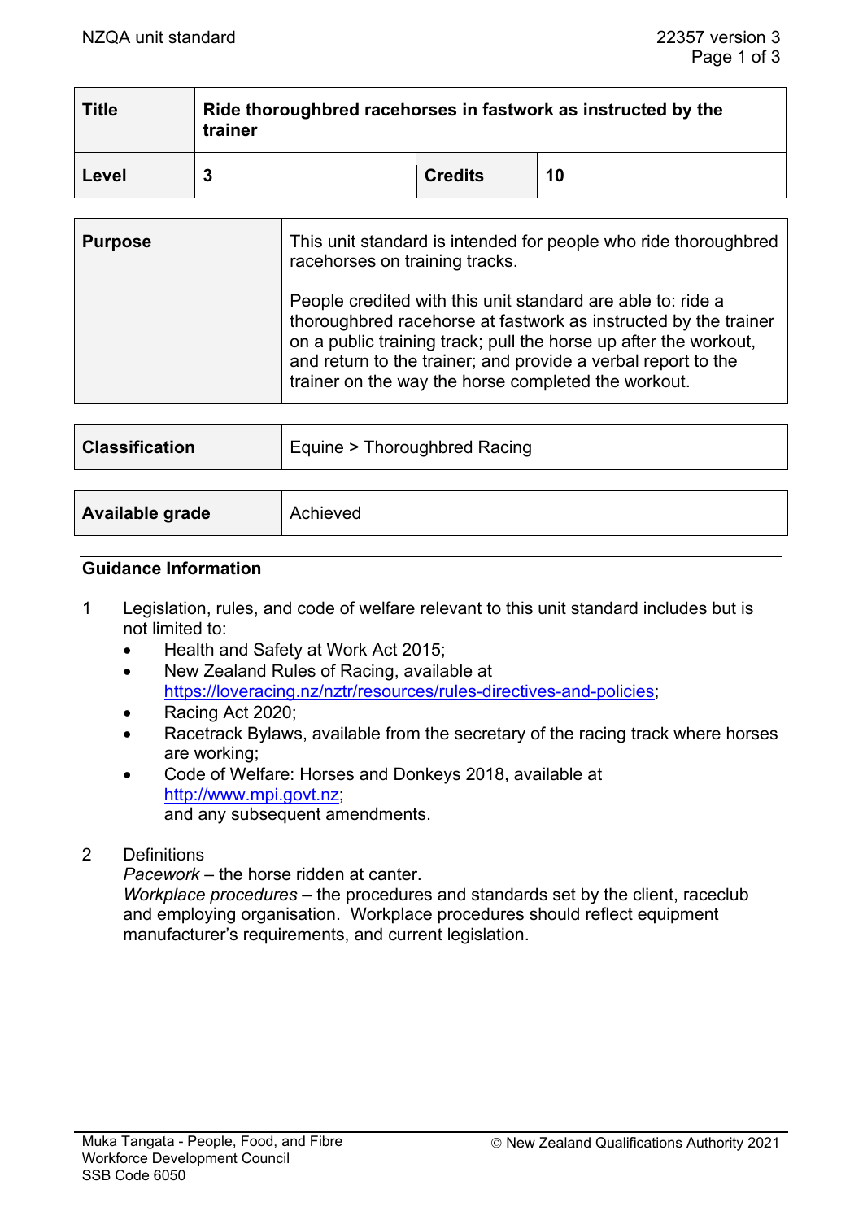| | | | |
|---|---|---|---|
| **Title** | **Ride thoroughbred racehorses in fastwork as instructed by the trainer** | | |
| **Level** | **3** | **Credits** | **10** |

| | |
|---|---|
| **Purpose** | This unit standard is intended for people who ride thoroughbred racehorses on training tracks.<br><br>People credited with this unit standard are able to: ride a thoroughbred racehorse at fastwork as instructed by the trainer on a public training track; pull the horse up after the workout, and return to the trainer; and provide a verbal report to the trainer on the way the horse completed the workout. |

| | |
|---|---|
| **Classification** | Equine > Thoroughbred Racing |

| | |
|---|---|
| **Available grade** | Achieved |

## Guidance Information

1 Legislation, rules, and code of welfare relevant to this unit standard includes but is not limited to:
   - Health and Safety at Work Act 2015;
   - New Zealand Rules of Racing, available at https://loveracing.nz/nztr/resources/rules-directives-and-policies;
   - Racing Act 2020;
   - Racetrack Bylaws, available from the secretary of the racing track where horses are working;
   - Code of Welfare: Horses and Donkeys 2018, available at http://www.mpi.govt.nz;

   and any subsequent amendments.

2 Definitions

   *Pacework* – the horse ridden at canter.

   *Workplace procedures* – the procedures and standards set by the client, raceclub and employing organisation. Workplace procedures should reflect equipment manufacturer's requirements, and current legislation.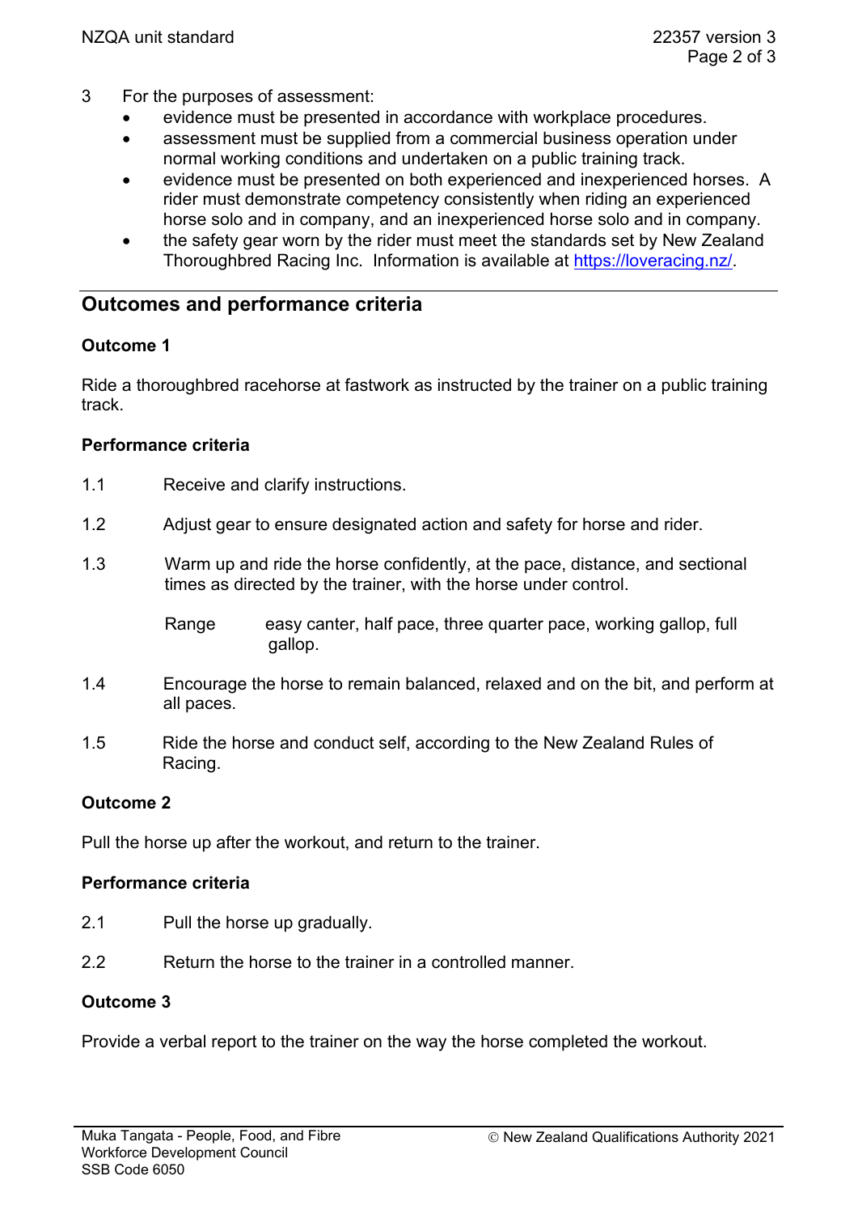3 For the purposes of assessment:
- evidence must be presented in accordance with workplace procedures.
- assessment must be supplied from a commercial business operation under normal working conditions and undertaken on a public training track.
- evidence must be presented on both experienced and inexperienced horses. A rider must demonstrate competency consistently when riding an experienced horse solo and in company, and an inexperienced horse solo and in company.
- the safety gear worn by the rider must meet the standards set by New Zealand Thoroughbred Racing Inc. Information is available at https://loveracing.nz/.

## Outcomes and performance criteria

### Outcome 1

Ride a thoroughbred racehorse at fastwork as instructed by the trainer on a public training track.

**Performance criteria**

1.1 Receive and clarify instructions.

1.2 Adjust gear to ensure designated action and safety for horse and rider.

1.3 Warm up and ride the horse confidently, at the pace, distance, and sectional times as directed by the trainer, with the horse under control.

Range easy canter, half pace, three quarter pace, working gallop, full gallop.

1.4 Encourage the horse to remain balanced, relaxed and on the bit, and perform at all paces.

1.5 Ride the horse and conduct self, according to the New Zealand Rules of Racing.

### Outcome 2

Pull the horse up after the workout, and return to the trainer.

**Performance criteria**

2.1 Pull the horse up gradually.

2.2 Return the horse to the trainer in a controlled manner.

### Outcome 3

Provide a verbal report to the trainer on the way the horse completed the workout.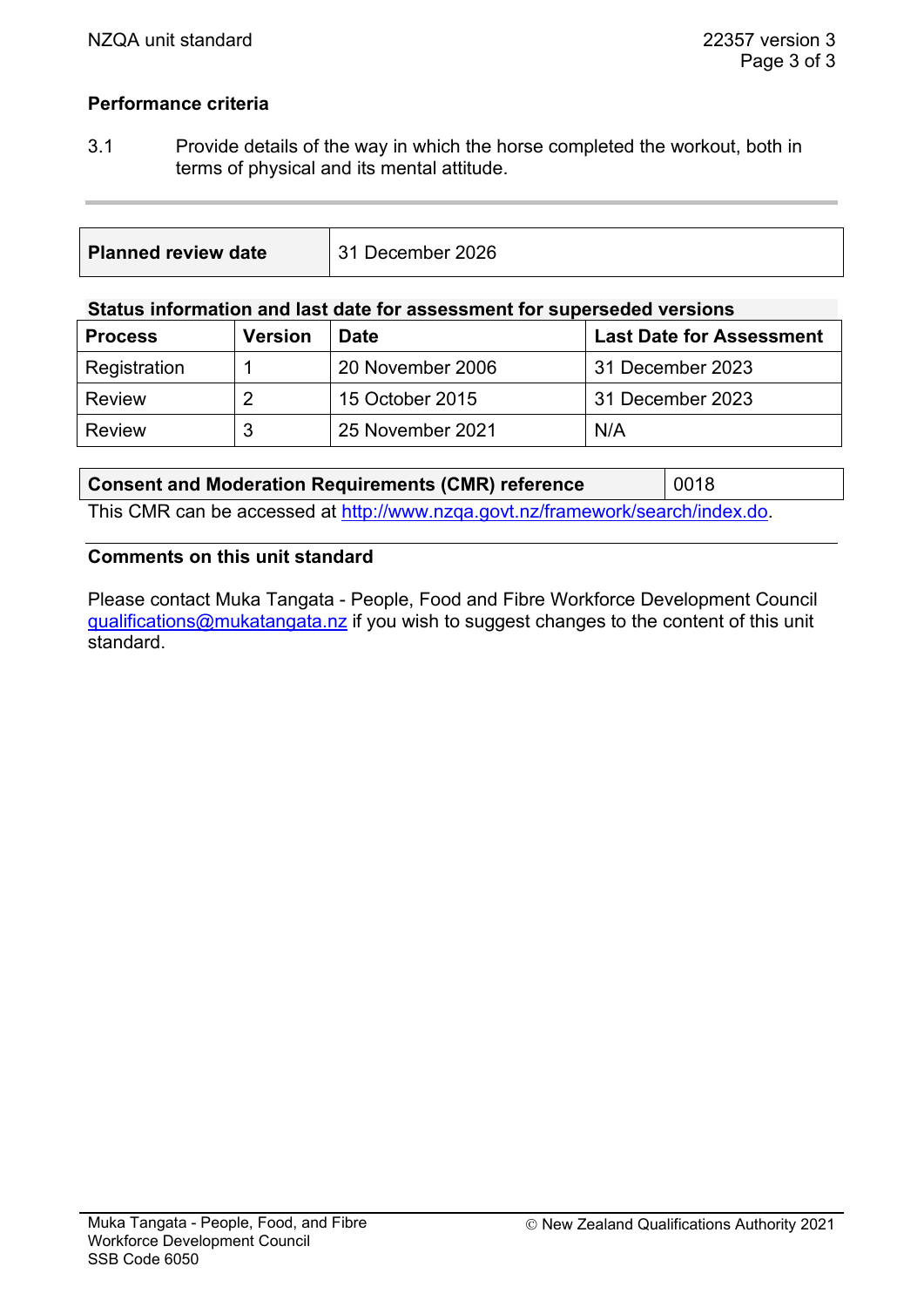**Performance criteria**

3.1 Provide details of the way in which the horse completed the workout, both in terms of physical and its mental attitude.

| | |
|---|---|
| **Planned review date** | 31 December 2026 |

**Status information and last date for assessment for superseded versions**

| Process | Version | Date | Last Date for Assessment |
|---|---|---|---|
| Registration | 1 | 20 November 2006 | 31 December 2023 |
| Review | 2 | 15 October 2015 | 31 December 2023 |
| Review | 3 | 25 November 2021 | N/A |

| | |
|---|---|
| **Consent and Moderation Requirements (CMR) reference** | 0018 |

This CMR can be accessed at http://www.nzqa.govt.nz/framework/search/index.do.

**Comments on this unit standard**

Please contact Muka Tangata - People, Food and Fibre Workforce Development Council qualifications@mukatangata.nz if you wish to suggest changes to the content of this unit standard.